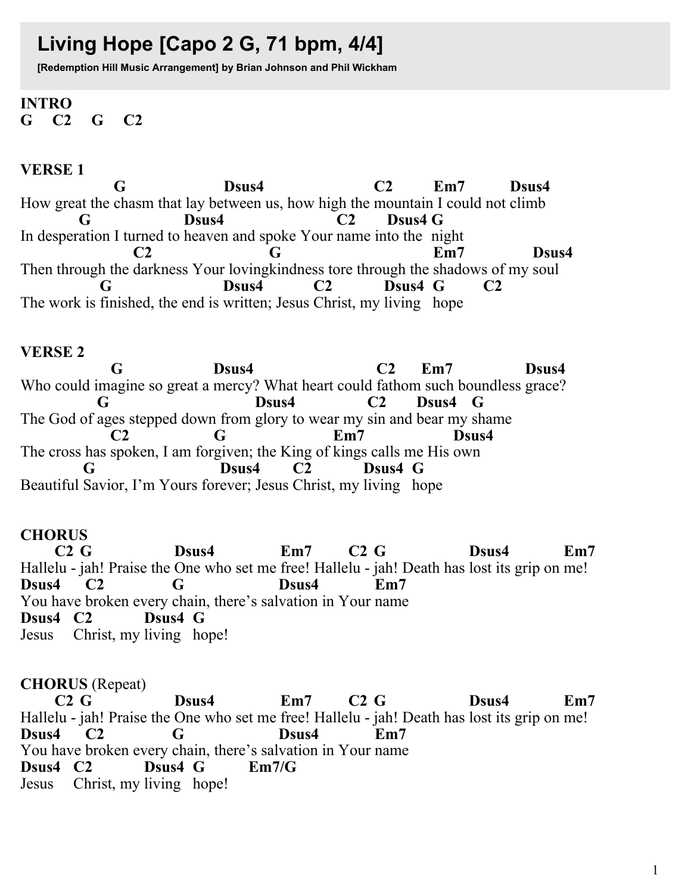# Living Hope [Capo 2 G, 71 bpm, 4/4]

**[Redemption Hill Music Arrangement] by Brian Johnson and Phil Wickham**

**INTRO**
**G C2 G C2**

**VERSE 1**

```
                 G                    Dsus4                        C2         Em7          Dsus4
How great the chasm that lay between us, how high the mountain I could not climb
           G                Dsus4                        C2       Dsus4 G
In desperation I turned to heaven and spoke Your name into the  night
                     C2                   G                              Em7              Dsus4
Then through the darkness Your lovingkindness tore through the shadows of my soul
              G                      Dsus4          C2          Dsus4  G        C2
The work is finished, the end is written; Jesus Christ, my living   hope
```

**VERSE 2**

```
                 G                  Dsus4                          C2      Em7               Dsus4
Who could imagine so great a mercy? What heart could fathom such boundless grace?
               G                            Dsus4               C2      Dsus4   G
The God of ages stepped down from glory to wear my sin and bear my shame
                  C2               G                   Em7               Dsus4
The cross has spoken, I am forgiven; the King of kings calls me His own
            G                   Dsus4       C2          Dsus4  G
Beautiful Savior, I'm Yours forever; Jesus Christ, my living   hope
```

**CHORUS**

```
      C2  G                Dsus4             Em7       C2  G                 Dsus4           Em7
Hallelu - jah! Praise the One who set me free! Hallelu - jah! Death has lost its grip on me!
Dsus4     C2             G                   Dsus4           Em7
You have broken every chain, there's salvation in Your name
Dsus4   C2          Dsus4  G
Jesus     Christ, my living   hope!
```

**CHORUS** (Repeat)

```
      C2  G                Dsus4             Em7       C2  G                 Dsus4           Em7
Hallelu - jah! Praise the One who set me free! Hallelu - jah! Death has lost its grip on me!
Dsus4     C2             G                   Dsus4           Em7
You have broken every chain, there's salvation in Your name
Dsus4   C2          Dsus4  G         Em7/G
Jesus     Christ, my living   hope!
```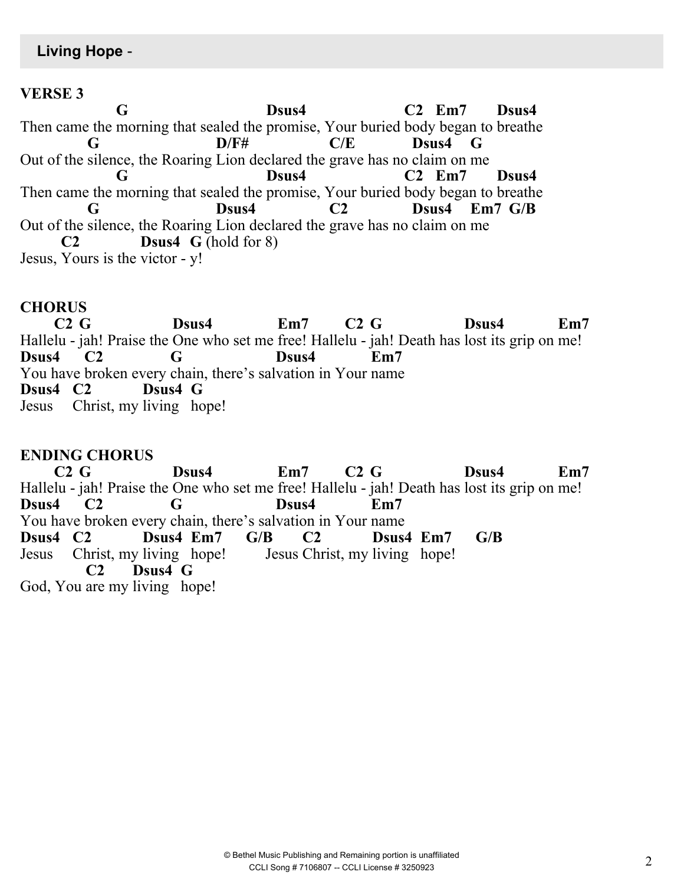**Living Hope** -

**VERSE 3**

```
             G                        Dsus4                C2   Em7      Dsus4
Then came the morning that sealed the promise, Your buried body began to breathe
         G                  D/F#              C/E          Dsus4   G
Out of the silence, the Roaring Lion declared the grave has no claim on me
             G                        Dsus4                C2   Em7      Dsus4
Then came the morning that sealed the promise, Your buried body began to breathe
         G                  Dsus4             C2           Dsus4   Em7  G/B
Out of the silence, the Roaring Lion declared the grave has no claim on me
       C2          Dsus4  G (hold for 8)
Jesus, Yours is the victor - y!
```

**CHORUS**

```
      C2  G               Dsus4             Em7      C2  G               Dsus4          Em7
Hallelu - jah! Praise the One who set me free! Hallelu - jah! Death has lost its grip on me!
Dsus4     C2          G                 Dsus4           Em7
You have broken every chain, there's salvation in Your name
Dsus4   C2          Dsus4  G
Jesus     Christ, my living   hope!
```

**ENDING CHORUS**

```
      C2  G               Dsus4             Em7      C2  G               Dsus4          Em7
Hallelu - jah! Praise the One who set me free! Hallelu - jah! Death has lost its grip on me!
Dsus4     C2          G                 Dsus4           Em7
You have broken every chain, there's salvation in Your name
Dsus4   C2          Dsus4  Em7     G/B       C2          Dsus4  Em7     G/B
Jesus     Christ, my living   hope!        Jesus Christ, my living   hope!
         C2       Dsus4  G
God, You are my living   hope!
```

© Bethel Music Publishing and Remaining portion is unaffiliated
CCLI Song # 7106807 -- CCLI License # 3250923